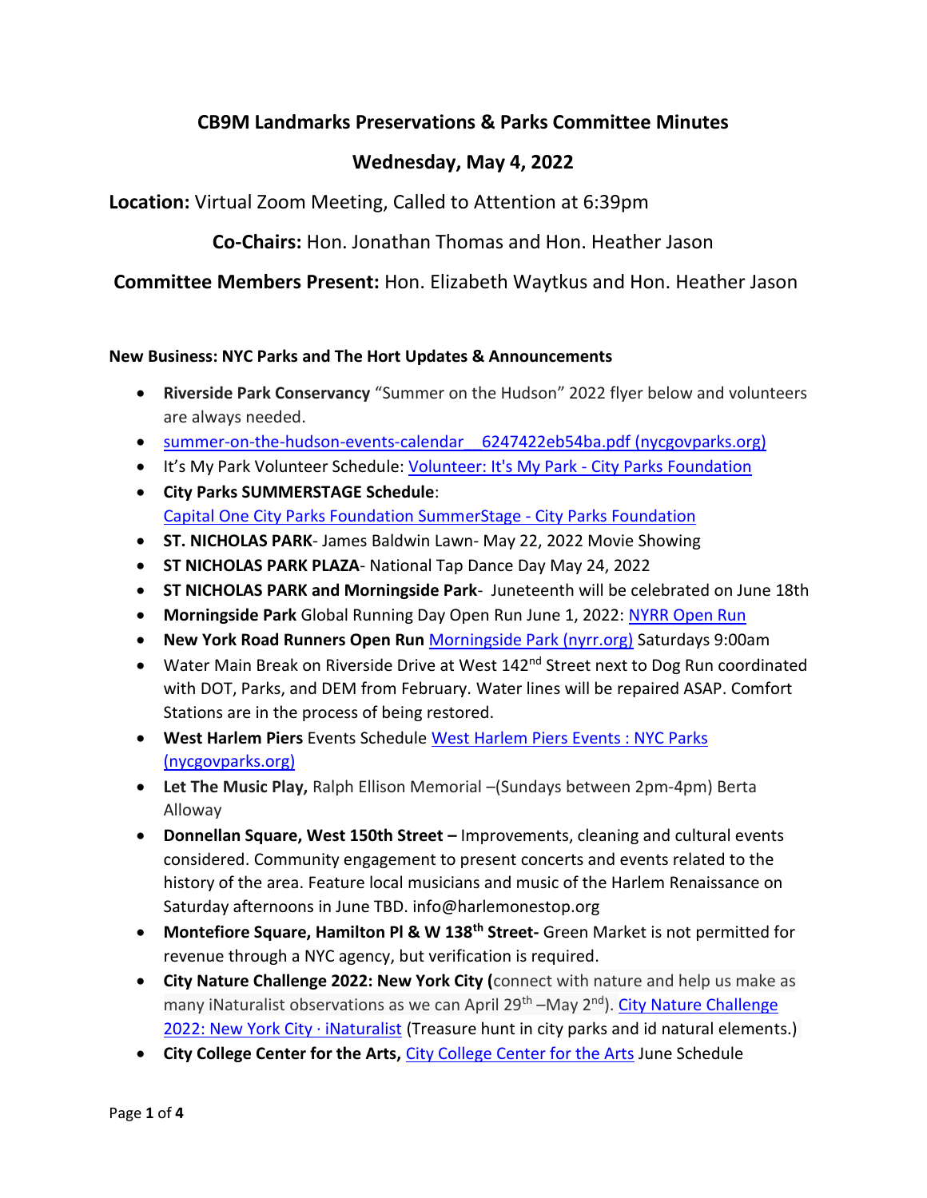# CB9M Landmarks Preservations & Parks Committee Minutes

## Wednesday, May 4, 2022

**Location:** Virtual Zoom Meeting, Called to Attention at 6:39pm

**Co-Chairs:** Hon. Jonathan Thomas and Hon. Heather Jason

**Committee Members Present:** Hon. Elizabeth Waytkus and Hon. Heather Jason

**New Business: NYC Parks and The Hort Updates & Announcements**

- **Riverside Park Conservancy** "Summer on the Hudson" 2022 flyer below and volunteers are always needed.
- [summer-on-the-hudson-events-calendar__6247422eb54ba.pdf (nycgovparks.org)]
- It's My Park Volunteer Schedule: [Volunteer: It's My Park - City Parks Foundation]
- **City Parks SUMMERSTAGE Schedule**: [Capital One City Parks Foundation SummerStage - City Parks Foundation]
- **ST. NICHOLAS PARK**- James Baldwin Lawn- May 22, 2022 Movie Showing
- **ST NICHOLAS PARK PLAZA**- National Tap Dance Day May 24, 2022
- **ST NICHOLAS PARK and Morningside Park**- Juneteenth will be celebrated on June 18th
- **Morningside Park** Global Running Day Open Run June 1, 2022: [NYRR Open Run]
- **New York Road Runners Open Run** [Morningside Park (nyrr.org)] Saturdays 9:00am
- Water Main Break on Riverside Drive at West 142nd Street next to Dog Run coordinated with DOT, Parks, and DEM from February. Water lines will be repaired ASAP. Comfort Stations are in the process of being restored.
- **West Harlem Piers** Events Schedule [West Harlem Piers Events : NYC Parks (nycgovparks.org)]
- **Let The Music Play,** Ralph Ellison Memorial –(Sundays between 2pm-4pm) Berta Alloway
- **Donnellan Square, West 150th Street –** Improvements, cleaning and cultural events considered. Community engagement to present concerts and events related to the history of the area. Feature local musicians and music of the Harlem Renaissance on Saturday afternoons in June TBD. info@harlemonestop.org
- **Montefiore Square, Hamilton Pl & W 138th Street-** Green Market is not permitted for revenue through a NYC agency, but verification is required.
- **City Nature Challenge 2022: New York City (**connect with nature and help us make as many iNaturalist observations as we can April 29th –May 2nd). [City Nature Challenge 2022: New York City · iNaturalist] (Treasure hunt in city parks and id natural elements.)
- **City College Center for the Arts,** [City College Center for the Arts] June Schedule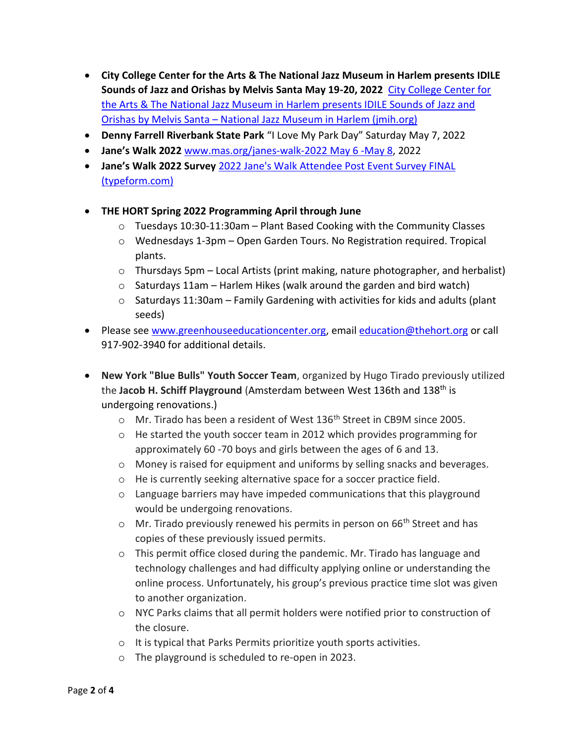- **City College Center for the Arts & The National Jazz Museum in Harlem presents IDILE Sounds of Jazz and Orishas by Melvis Santa May 19-20, 2022** City College Center for the Arts & The National Jazz Museum in Harlem presents IDILE Sounds of Jazz and Orishas by Melvis Santa – National Jazz Museum in Harlem (jmih.org)
- **Denny Farrell Riverbank State Park** "I Love My Park Day" Saturday May 7, 2022
- **Jane's Walk 2022** www.mas.org/janes-walk-2022 May 6 -May 8, 2022
- **Jane's Walk 2022 Survey** 2022 Jane's Walk Attendee Post Event Survey FINAL (typeform.com)

- **THE HORT Spring 2022 Programming April through June**
  - Tuesdays 10:30-11:30am – Plant Based Cooking with the Community Classes
  - Wednesdays 1-3pm – Open Garden Tours. No Registration required. Tropical plants.
  - Thursdays 5pm – Local Artists (print making, nature photographer, and herbalist)
  - Saturdays 11am – Harlem Hikes (walk around the garden and bird watch)
  - Saturdays 11:30am – Family Gardening with activities for kids and adults (plant seeds)
- Please see www.greenhouseeducationcenter.org, email education@thehort.org or call 917-902-3940 for additional details.

- **New York "Blue Bulls" Youth Soccer Team**, organized by Hugo Tirado previously utilized the **Jacob H. Schiff Playground** (Amsterdam between West 136th and 138th is undergoing renovations.)
  - Mr. Tirado has been a resident of West 136th Street in CB9M since 2005.
  - He started the youth soccer team in 2012 which provides programming for approximately 60 -70 boys and girls between the ages of 6 and 13.
  - Money is raised for equipment and uniforms by selling snacks and beverages.
  - He is currently seeking alternative space for a soccer practice field.
  - Language barriers may have impeded communications that this playground would be undergoing renovations.
  - Mr. Tirado previously renewed his permits in person on 66th Street and has copies of these previously issued permits.
  - This permit office closed during the pandemic. Mr. Tirado has language and technology challenges and had difficulty applying online or understanding the online process. Unfortunately, his group's previous practice time slot was given to another organization.
  - NYC Parks claims that all permit holders were notified prior to construction of the closure.
  - It is typical that Parks Permits prioritize youth sports activities.
  - The playground is scheduled to re-open in 2023.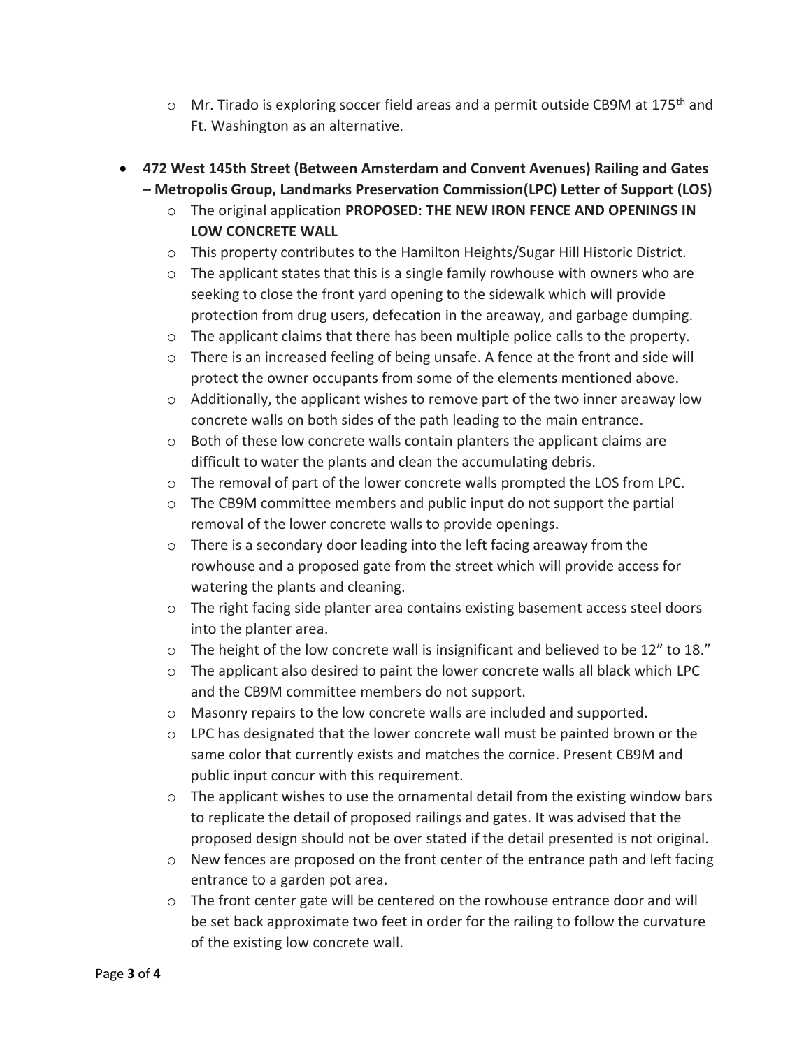- Mr. Tirado is exploring soccer field areas and a permit outside CB9M at 175th and Ft. Washington as an alternative.

- **472 West 145th Street (Between Amsterdam and Convent Avenues) Railing and Gates – Metropolis Group, Landmarks Preservation Commission(LPC) Letter of Support (LOS)**
  - The original application **PROPOSED**: **THE NEW IRON FENCE AND OPENINGS IN LOW CONCRETE WALL**
  - This property contributes to the Hamilton Heights/Sugar Hill Historic District.
  - The applicant states that this is a single family rowhouse with owners who are seeking to close the front yard opening to the sidewalk which will provide protection from drug users, defecation in the areaway, and garbage dumping.
  - The applicant claims that there has been multiple police calls to the property.
  - There is an increased feeling of being unsafe. A fence at the front and side will protect the owner occupants from some of the elements mentioned above.
  - Additionally, the applicant wishes to remove part of the two inner areaway low concrete walls on both sides of the path leading to the main entrance.
  - Both of these low concrete walls contain planters the applicant claims are difficult to water the plants and clean the accumulating debris.
  - The removal of part of the lower concrete walls prompted the LOS from LPC.
  - The CB9M committee members and public input do not support the partial removal of the lower concrete walls to provide openings.
  - There is a secondary door leading into the left facing areaway from the rowhouse and a proposed gate from the street which will provide access for watering the plants and cleaning.
  - The right facing side planter area contains existing basement access steel doors into the planter area.
  - The height of the low concrete wall is insignificant and believed to be 12" to 18."
  - The applicant also desired to paint the lower concrete walls all black which LPC and the CB9M committee members do not support.
  - Masonry repairs to the low concrete walls are included and supported.
  - LPC has designated that the lower concrete wall must be painted brown or the same color that currently exists and matches the cornice. Present CB9M and public input concur with this requirement.
  - The applicant wishes to use the ornamental detail from the existing window bars to replicate the detail of proposed railings and gates. It was advised that the proposed design should not be over stated if the detail presented is not original.
  - New fences are proposed on the front center of the entrance path and left facing entrance to a garden pot area.
  - The front center gate will be centered on the rowhouse entrance door and will be set back approximate two feet in order for the railing to follow the curvature of the existing low concrete wall.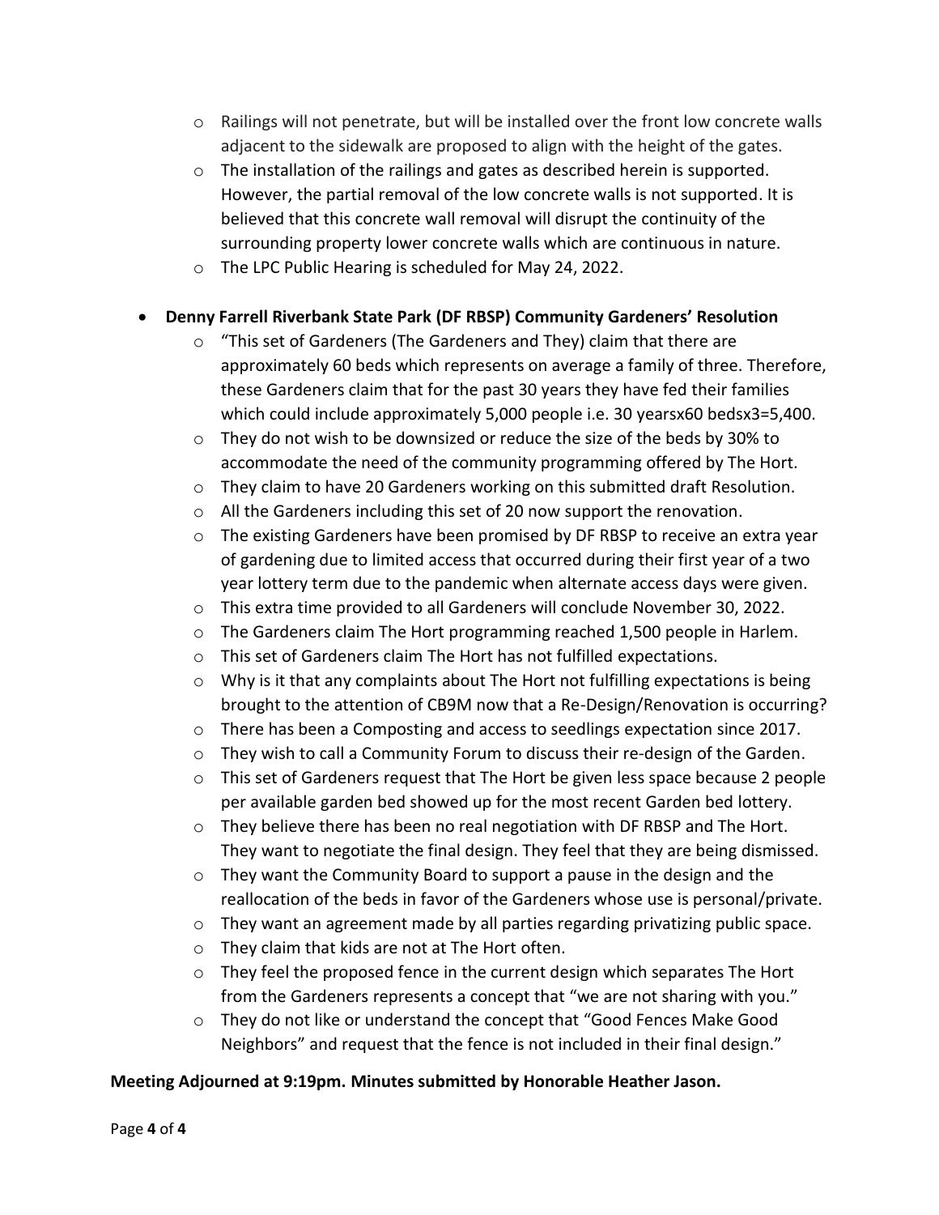- Railings will not penetrate, but will be installed over the front low concrete walls adjacent to the sidewalk are proposed to align with the height of the gates.
   - The installation of the railings and gates as described herein is supported. However, the partial removal of the low concrete walls is not supported. It is believed that this concrete wall removal will disrupt the continuity of the surrounding property lower concrete walls which are continuous in nature.
   - The LPC Public Hearing is scheduled for May 24, 2022.

- **Denny Farrell Riverbank State Park (DF RBSP) Community Gardeners' Resolution**
   - "This set of Gardeners (The Gardeners and They) claim that there are approximately 60 beds which represents on average a family of three. Therefore, these Gardeners claim that for the past 30 years they have fed their families which could include approximately 5,000 people i.e. 30 yearsx60 bedsx3=5,400.
   - They do not wish to be downsized or reduce the size of the beds by 30% to accommodate the need of the community programming offered by The Hort.
   - They claim to have 20 Gardeners working on this submitted draft Resolution.
   - All the Gardeners including this set of 20 now support the renovation.
   - The existing Gardeners have been promised by DF RBSP to receive an extra year of gardening due to limited access that occurred during their first year of a two year lottery term due to the pandemic when alternate access days were given.
   - This extra time provided to all Gardeners will conclude November 30, 2022.
   - The Gardeners claim The Hort programming reached 1,500 people in Harlem.
   - This set of Gardeners claim The Hort has not fulfilled expectations.
   - Why is it that any complaints about The Hort not fulfilling expectations is being brought to the attention of CB9M now that a Re-Design/Renovation is occurring?
   - There has been a Composting and access to seedlings expectation since 2017.
   - They wish to call a Community Forum to discuss their re-design of the Garden.
   - This set of Gardeners request that The Hort be given less space because 2 people per available garden bed showed up for the most recent Garden bed lottery.
   - They believe there has been no real negotiation with DF RBSP and The Hort. They want to negotiate the final design. They feel that they are being dismissed.
   - They want the Community Board to support a pause in the design and the reallocation of the beds in favor of the Gardeners whose use is personal/private.
   - They want an agreement made by all parties regarding privatizing public space.
   - They claim that kids are not at The Hort often.
   - They feel the proposed fence in the current design which separates The Hort from the Gardeners represents a concept that "we are not sharing with you."
   - They do not like or understand the concept that "Good Fences Make Good Neighbors" and request that the fence is not included in their final design."

**Meeting Adjourned at 9:19pm. Minutes submitted by Honorable Heather Jason.**